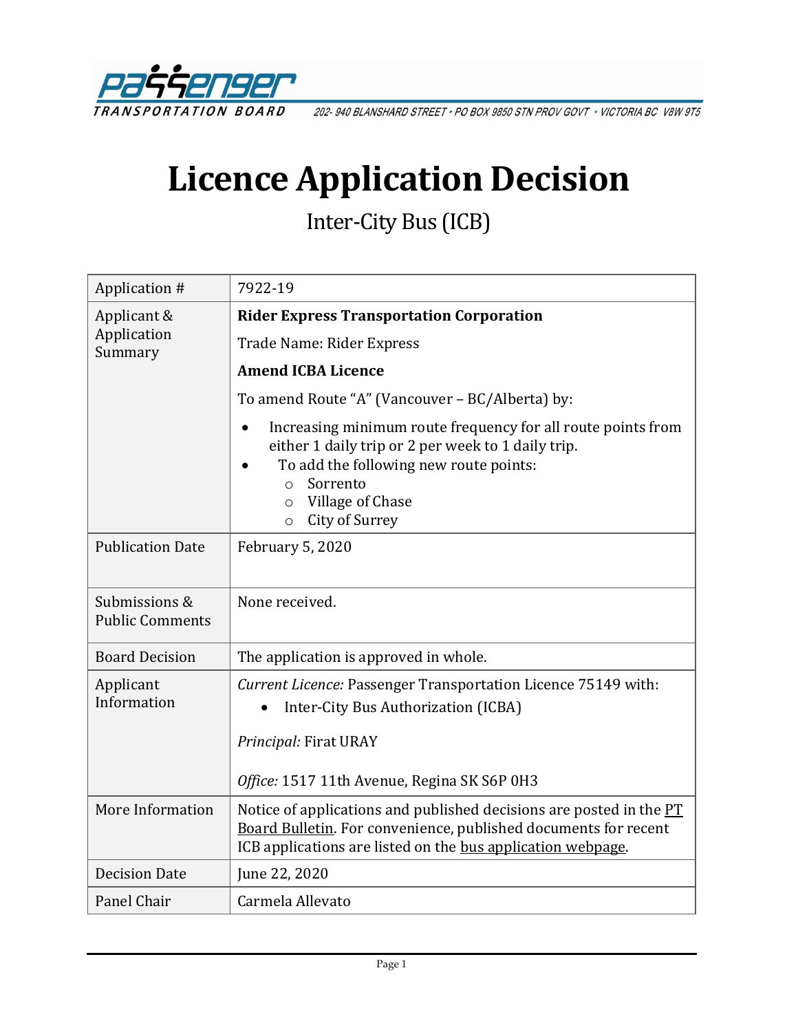PASSENGER TRANSPORTATION BOARD
202- 940 BLANSHARD STREET • PO BOX 9850 STN PROV GOVT • VICTORIA BC V8W 9T5

# Licence Application Decision

## Inter-City Bus (ICB)

| | |
|---|---|
| Application # | 7922-19 |
| Applicant & Application Summary | **Rider Express Transportation Corporation**<br><br>Trade Name: Rider Express<br><br>**Amend ICBA Licence**<br><br>To amend Route "A" (Vancouver – BC/Alberta) by:<br><br>• Increasing minimum route frequency for all route points from either 1 daily trip or 2 per week to 1 daily trip.<br>• To add the following new route points:<br>   ○ Sorrento<br>   ○ Village of Chase<br>   ○ City of Surrey |
| Publication Date | February 5, 2020 |
| Submissions & Public Comments | None received. |
| Board Decision | The application is approved in whole. |
| Applicant Information | *Current Licence:* Passenger Transportation Licence 75149 with:<br>• Inter-City Bus Authorization (ICBA)<br><br>*Principal:* Firat URAY<br><br>*Office:* 1517 11th Avenue, Regina SK S6P 0H3 |
| More Information | Notice of applications and published decisions are posted in the PT Board Bulletin. For convenience, published documents for recent ICB applications are listed on the bus application webpage. |
| Decision Date | June 22, 2020 |
| Panel Chair | Carmela Allevato |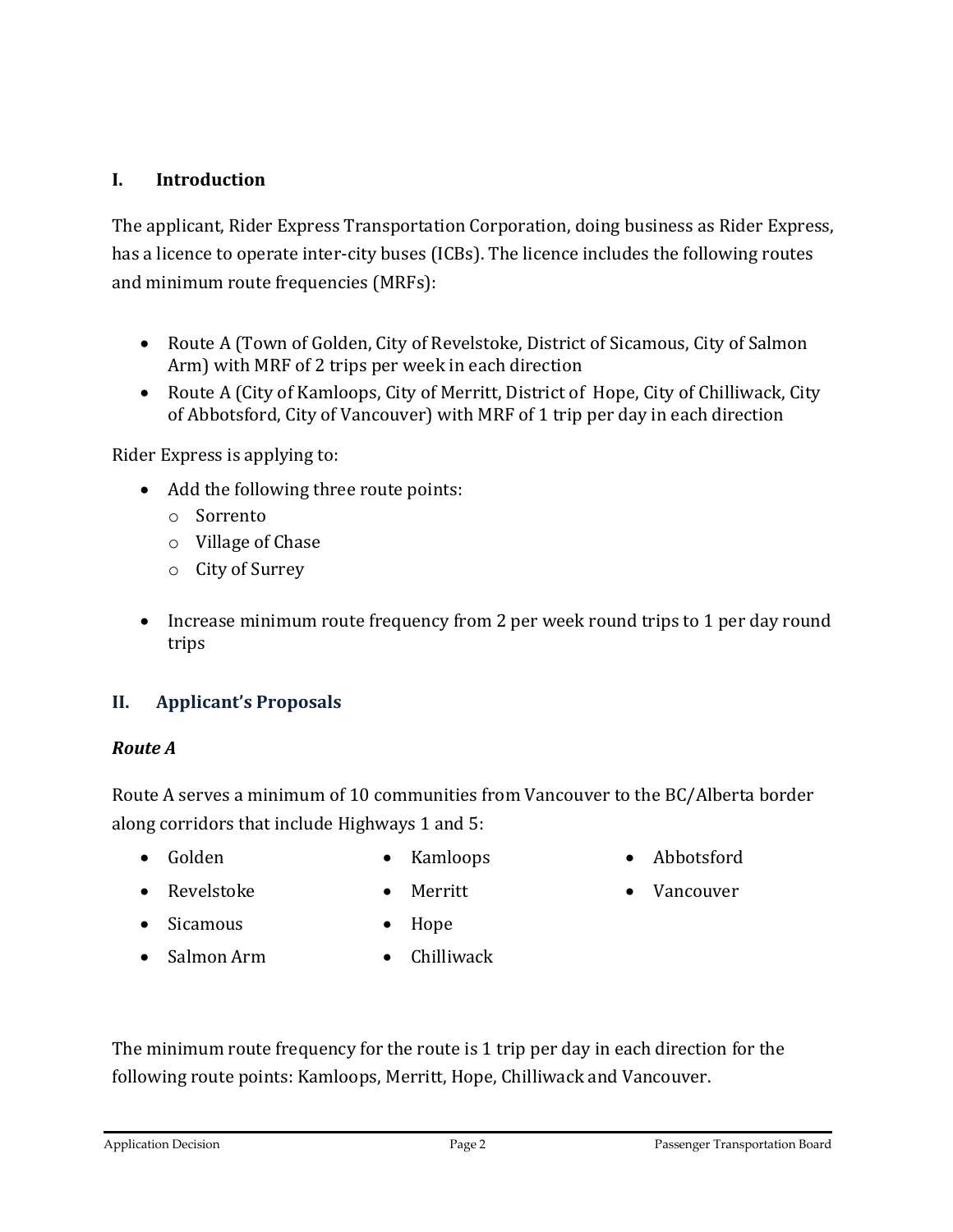## I. Introduction

The applicant, Rider Express Transportation Corporation, doing business as Rider Express, has a licence to operate inter-city buses (ICBs). The licence includes the following routes and minimum route frequencies (MRFs):

- Route A (Town of Golden, City of Revelstoke, District of Sicamous, City of Salmon Arm) with MRF of 2 trips per week in each direction
- Route A (City of Kamloops, City of Merritt, District of Hope, City of Chilliwack, City of Abbotsford, City of Vancouver) with MRF of 1 trip per day in each direction

Rider Express is applying to:

- Add the following three route points:
  - Sorrento
  - Village of Chase
  - City of Surrey
- Increase minimum route frequency from 2 per week round trips to 1 per day round trips

## II. Applicant's Proposals

### *Route A*

Route A serves a minimum of 10 communities from Vancouver to the BC/Alberta border along corridors that include Highways 1 and 5:

- Golden
- Revelstoke
- Sicamous
- Salmon Arm
- Kamloops
- Merritt
- Hope
- Chilliwack
- Abbotsford
- Vancouver

The minimum route frequency for the route is 1 trip per day in each direction for the following route points: Kamloops, Merritt, Hope, Chilliwack and Vancouver.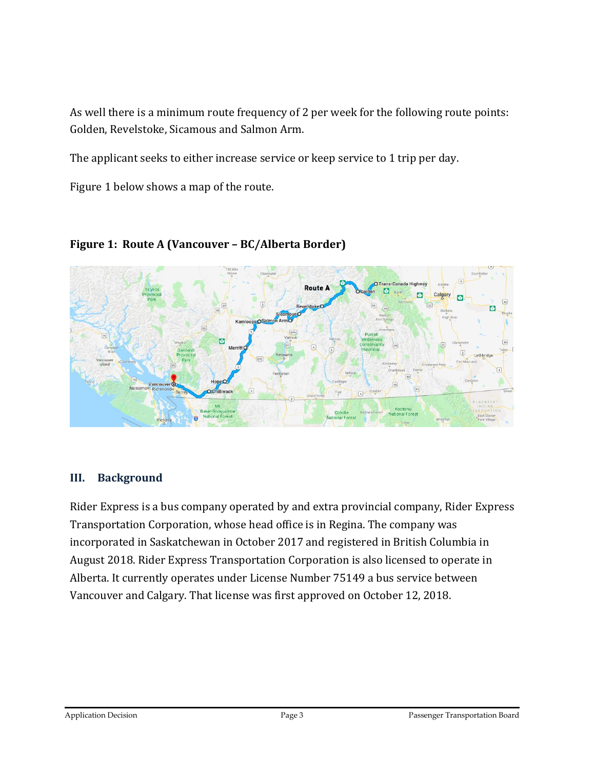As well there is a minimum route frequency of 2 per week for the following route points: Golden, Revelstoke, Sicamous and Salmon Arm.

The applicant seeks to either increase service or keep service to 1 trip per day.

Figure 1 below shows a map of the route.

**Figure 1: Route A (Vancouver – BC/Alberta Border)**

## III. Background

Rider Express is a bus company operated by and extra provincial company, Rider Express Transportation Corporation, whose head office is in Regina. The company was incorporated in Saskatchewan in October 2017 and registered in British Columbia in August 2018. Rider Express Transportation Corporation is also licensed to operate in Alberta. It currently operates under License Number 75149 a bus service between Vancouver and Calgary. That license was first approved on October 12, 2018.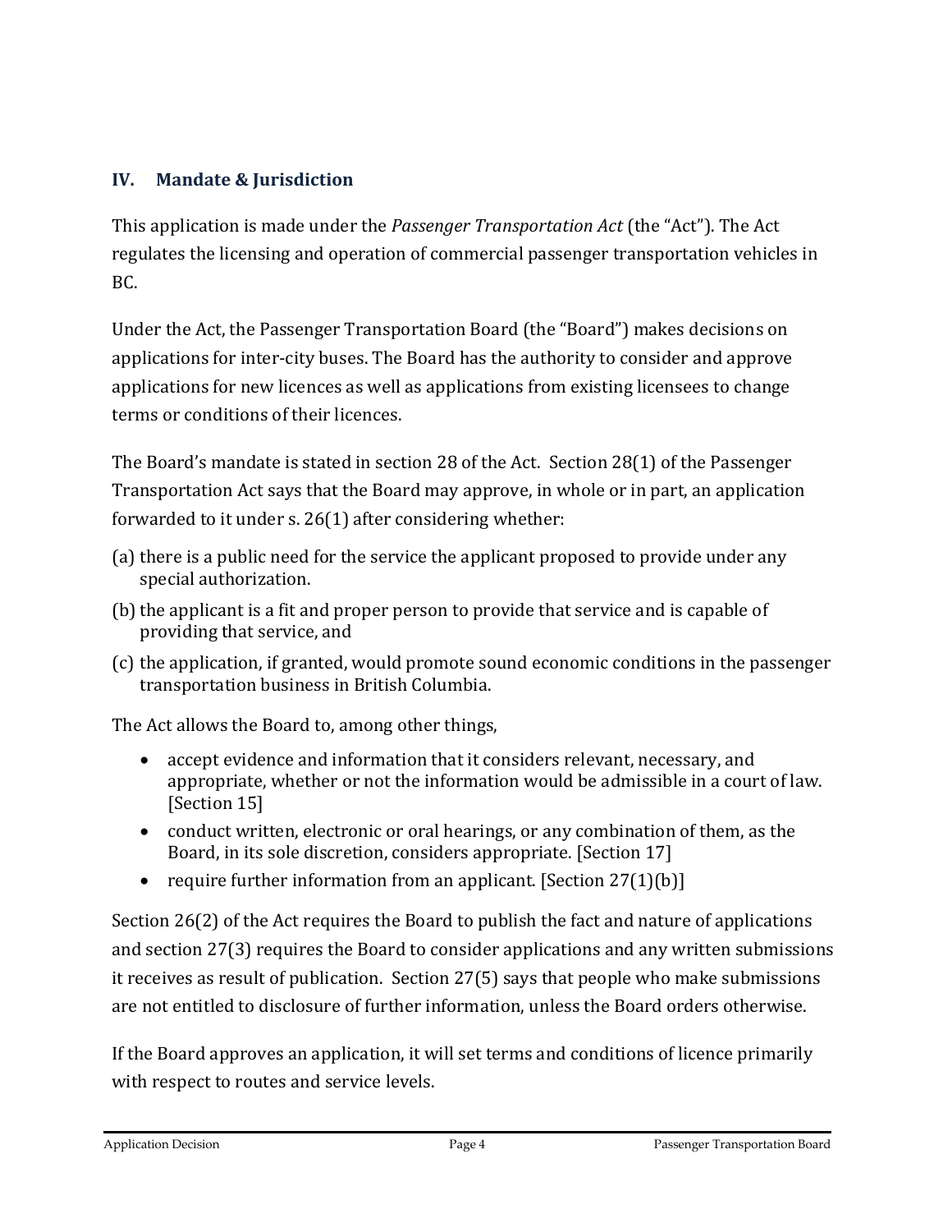## IV. Mandate & Jurisdiction

This application is made under the *Passenger Transportation Act* (the "Act"). The Act regulates the licensing and operation of commercial passenger transportation vehicles in BC.

Under the Act, the Passenger Transportation Board (the "Board") makes decisions on applications for inter-city buses. The Board has the authority to consider and approve applications for new licences as well as applications from existing licensees to change terms or conditions of their licences.

The Board's mandate is stated in section 28 of the Act. Section 28(1) of the Passenger Transportation Act says that the Board may approve, in whole or in part, an application forwarded to it under s. 26(1) after considering whether:

(a) there is a public need for the service the applicant proposed to provide under any special authorization.

(b) the applicant is a fit and proper person to provide that service and is capable of providing that service, and

(c) the application, if granted, would promote sound economic conditions in the passenger transportation business in British Columbia.

The Act allows the Board to, among other things,

- accept evidence and information that it considers relevant, necessary, and appropriate, whether or not the information would be admissible in a court of law. [Section 15]
- conduct written, electronic or oral hearings, or any combination of them, as the Board, in its sole discretion, considers appropriate. [Section 17]
- require further information from an applicant. [Section 27(1)(b)]

Section 26(2) of the Act requires the Board to publish the fact and nature of applications and section 27(3) requires the Board to consider applications and any written submissions it receives as result of publication. Section 27(5) says that people who make submissions are not entitled to disclosure of further information, unless the Board orders otherwise.

If the Board approves an application, it will set terms and conditions of licence primarily with respect to routes and service levels.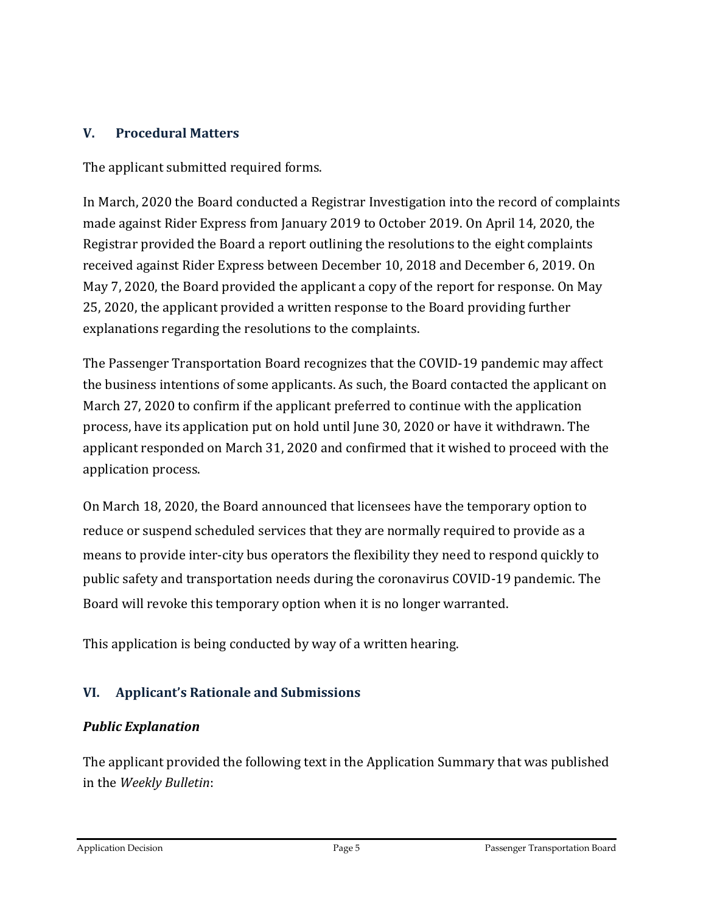## V. Procedural Matters

The applicant submitted required forms.

In March, 2020 the Board conducted a Registrar Investigation into the record of complaints made against Rider Express from January 2019 to October 2019. On April 14, 2020, the Registrar provided the Board a report outlining the resolutions to the eight complaints received against Rider Express between December 10, 2018 and December 6, 2019. On May 7, 2020, the Board provided the applicant a copy of the report for response. On May 25, 2020, the applicant provided a written response to the Board providing further explanations regarding the resolutions to the complaints.

The Passenger Transportation Board recognizes that the COVID-19 pandemic may affect the business intentions of some applicants. As such, the Board contacted the applicant on March 27, 2020 to confirm if the applicant preferred to continue with the application process, have its application put on hold until June 30, 2020 or have it withdrawn. The applicant responded on March 31, 2020 and confirmed that it wished to proceed with the application process.

On March 18, 2020, the Board announced that licensees have the temporary option to reduce or suspend scheduled services that they are normally required to provide as a means to provide inter-city bus operators the flexibility they need to respond quickly to public safety and transportation needs during the coronavirus COVID-19 pandemic. The Board will revoke this temporary option when it is no longer warranted.

This application is being conducted by way of a written hearing.

## VI. Applicant's Rationale and Submissions

### *Public Explanation*

The applicant provided the following text in the Application Summary that was published in the *Weekly Bulletin*: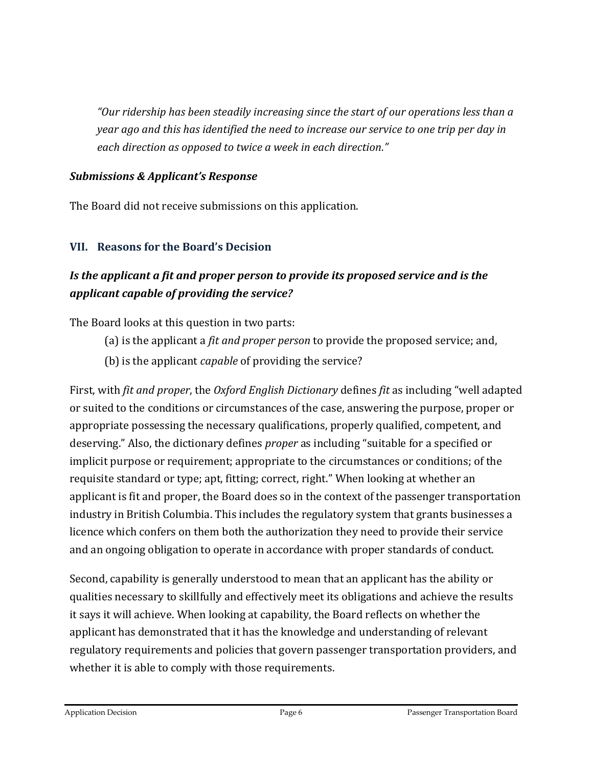*"Our ridership has been steadily increasing since the start of our operations less than a year ago and this has identified the need to increase our service to one trip per day in each direction as opposed to twice a week in each direction."*

### *Submissions & Applicant's Response*

The Board did not receive submissions on this application.

## VII. Reasons for the Board's Decision

### *Is the applicant a fit and proper person to provide its proposed service and is the applicant capable of providing the service?*

The Board looks at this question in two parts:

(a) is the applicant a *fit and proper person* to provide the proposed service; and,

(b) is the applicant *capable* of providing the service?

First, with *fit and proper*, the *Oxford English Dictionary* defines *fit* as including "well adapted or suited to the conditions or circumstances of the case, answering the purpose, proper or appropriate possessing the necessary qualifications, properly qualified, competent, and deserving." Also, the dictionary defines *proper* as including "suitable for a specified or implicit purpose or requirement; appropriate to the circumstances or conditions; of the requisite standard or type; apt, fitting; correct, right." When looking at whether an applicant is fit and proper, the Board does so in the context of the passenger transportation industry in British Columbia. This includes the regulatory system that grants businesses a licence which confers on them both the authorization they need to provide their service and an ongoing obligation to operate in accordance with proper standards of conduct.

Second, capability is generally understood to mean that an applicant has the ability or qualities necessary to skillfully and effectively meet its obligations and achieve the results it says it will achieve. When looking at capability, the Board reflects on whether the applicant has demonstrated that it has the knowledge and understanding of relevant regulatory requirements and policies that govern passenger transportation providers, and whether it is able to comply with those requirements.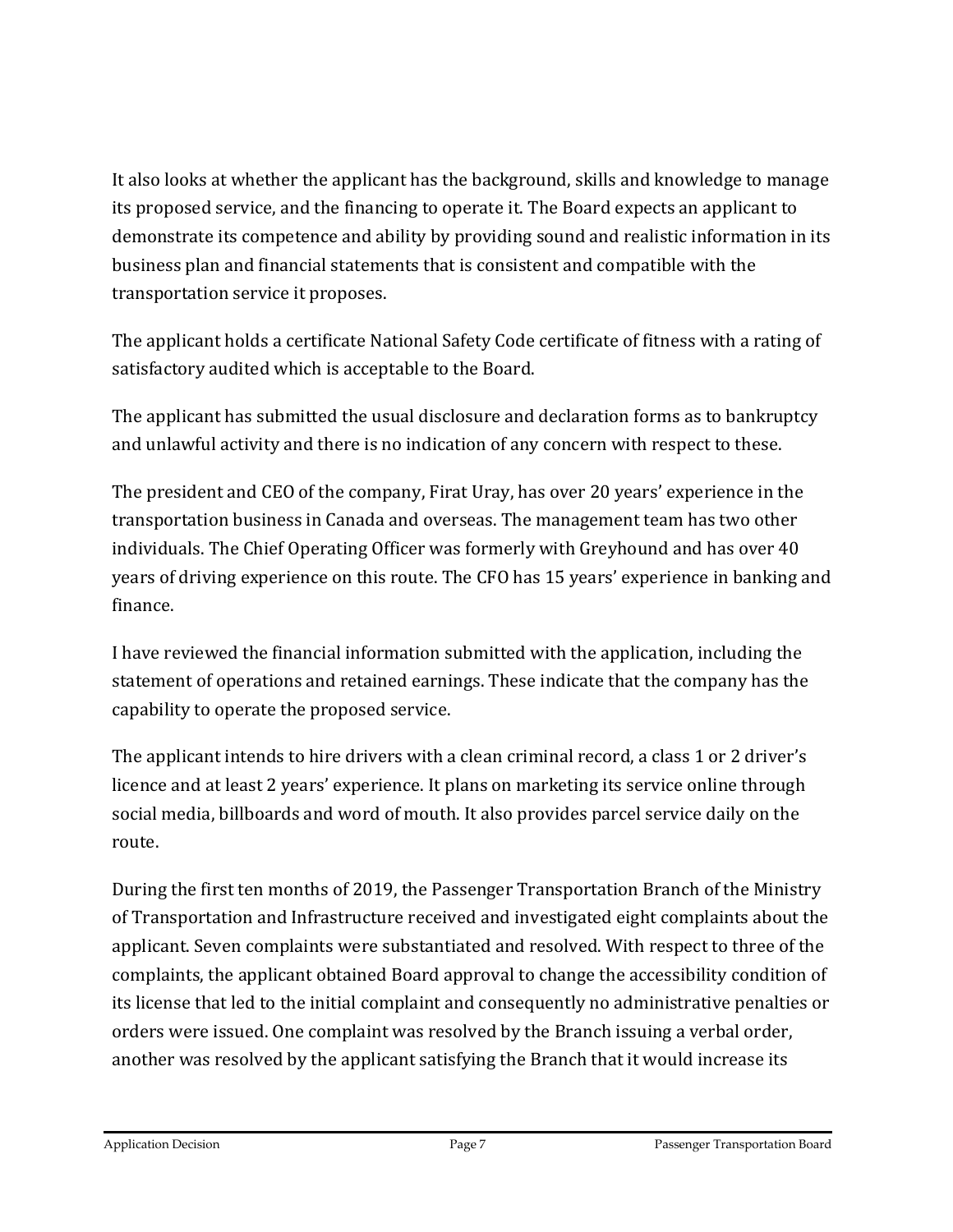It also looks at whether the applicant has the background, skills and knowledge to manage its proposed service, and the financing to operate it. The Board expects an applicant to demonstrate its competence and ability by providing sound and realistic information in its business plan and financial statements that is consistent and compatible with the transportation service it proposes.

The applicant holds a certificate National Safety Code certificate of fitness with a rating of satisfactory audited which is acceptable to the Board.

The applicant has submitted the usual disclosure and declaration forms as to bankruptcy and unlawful activity and there is no indication of any concern with respect to these.

The president and CEO of the company, Firat Uray, has over 20 years' experience in the transportation business in Canada and overseas. The management team has two other individuals. The Chief Operating Officer was formerly with Greyhound and has over 40 years of driving experience on this route. The CFO has 15 years' experience in banking and finance.

I have reviewed the financial information submitted with the application, including the statement of operations and retained earnings. These indicate that the company has the capability to operate the proposed service.

The applicant intends to hire drivers with a clean criminal record, a class 1 or 2 driver's licence and at least 2 years' experience. It plans on marketing its service online through social media, billboards and word of mouth. It also provides parcel service daily on the route.

During the first ten months of 2019, the Passenger Transportation Branch of the Ministry of Transportation and Infrastructure received and investigated eight complaints about the applicant. Seven complaints were substantiated and resolved. With respect to three of the complaints, the applicant obtained Board approval to change the accessibility condition of its license that led to the initial complaint and consequently no administrative penalties or orders were issued. One complaint was resolved by the Branch issuing a verbal order, another was resolved by the applicant satisfying the Branch that it would increase its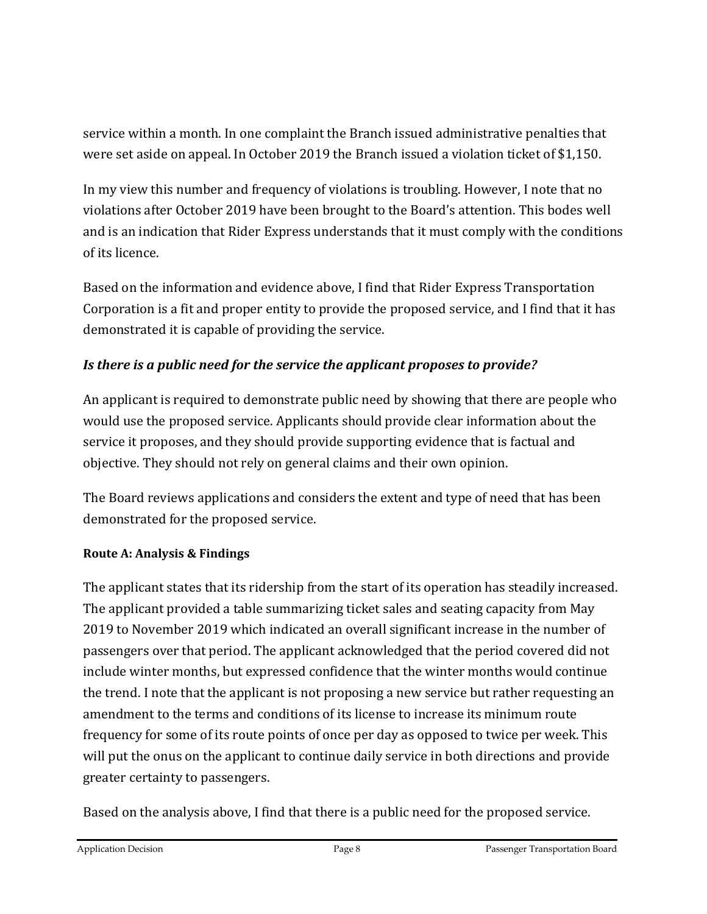service within a month. In one complaint the Branch issued administrative penalties that were set aside on appeal. In October 2019 the Branch issued a violation ticket of $1,150.

In my view this number and frequency of violations is troubling. However, I note that no violations after October 2019 have been brought to the Board's attention. This bodes well and is an indication that Rider Express understands that it must comply with the conditions of its licence.

Based on the information and evidence above, I find that Rider Express Transportation Corporation is a fit and proper entity to provide the proposed service, and I find that it has demonstrated it is capable of providing the service.

### *Is there is a public need for the service the applicant proposes to provide?*

An applicant is required to demonstrate public need by showing that there are people who would use the proposed service. Applicants should provide clear information about the service it proposes, and they should provide supporting evidence that is factual and objective. They should not rely on general claims and their own opinion.

The Board reviews applications and considers the extent and type of need that has been demonstrated for the proposed service.

#### Route A: Analysis & Findings

The applicant states that its ridership from the start of its operation has steadily increased. The applicant provided a table summarizing ticket sales and seating capacity from May 2019 to November 2019 which indicated an overall significant increase in the number of passengers over that period. The applicant acknowledged that the period covered did not include winter months, but expressed confidence that the winter months would continue the trend. I note that the applicant is not proposing a new service but rather requesting an amendment to the terms and conditions of its license to increase its minimum route frequency for some of its route points of once per day as opposed to twice per week. This will put the onus on the applicant to continue daily service in both directions and provide greater certainty to passengers.

Based on the analysis above, I find that there is a public need for the proposed service.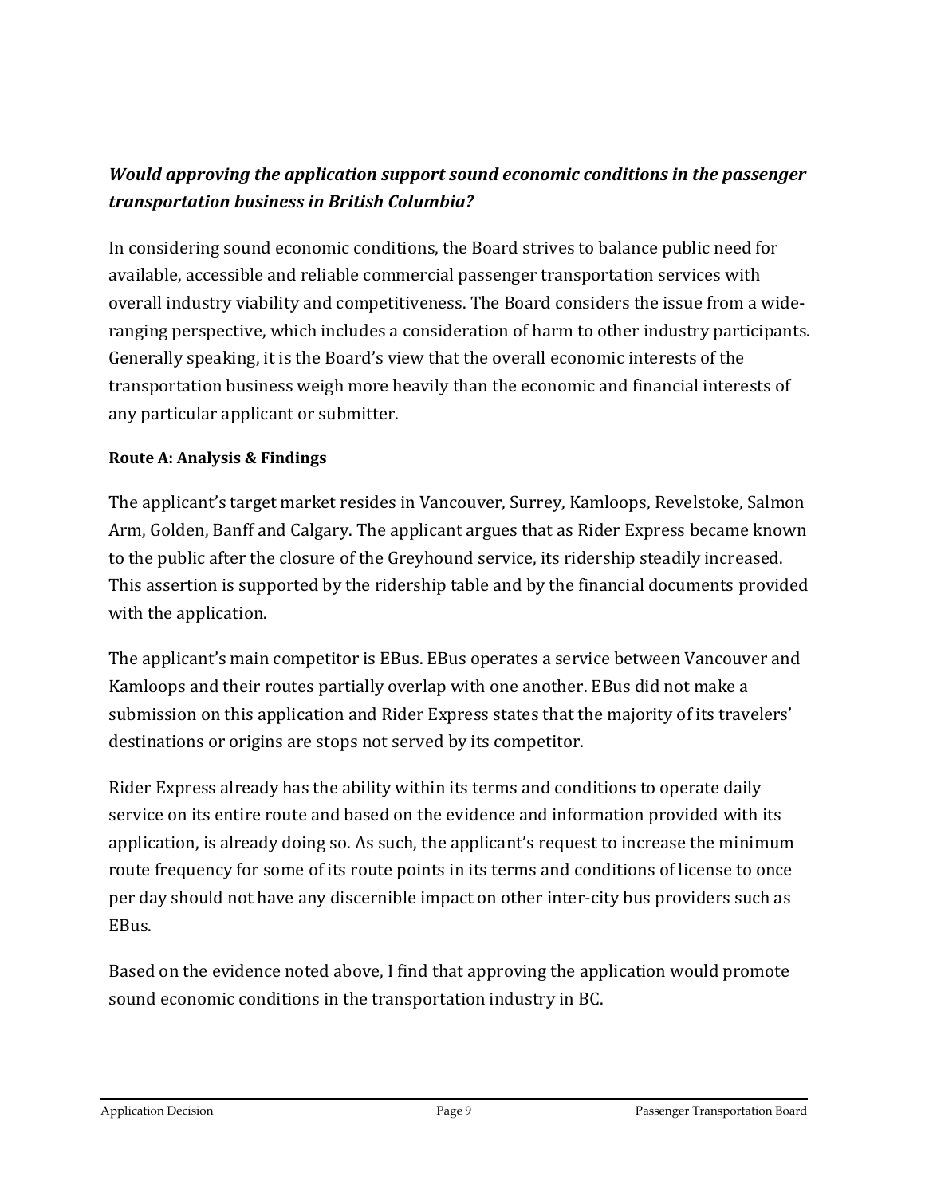***Would approving the application support sound economic conditions in the passenger transportation business in British Columbia?***

In considering sound economic conditions, the Board strives to balance public need for available, accessible and reliable commercial passenger transportation services with overall industry viability and competitiveness. The Board considers the issue from a wide-ranging perspective, which includes a consideration of harm to other industry participants. Generally speaking, it is the Board's view that the overall economic interests of the transportation business weigh more heavily than the economic and financial interests of any particular applicant or submitter.

**Route A: Analysis & Findings**

The applicant's target market resides in Vancouver, Surrey, Kamloops, Revelstoke, Salmon Arm, Golden, Banff and Calgary. The applicant argues that as Rider Express became known to the public after the closure of the Greyhound service, its ridership steadily increased. This assertion is supported by the ridership table and by the financial documents provided with the application.

The applicant's main competitor is EBus. EBus operates a service between Vancouver and Kamloops and their routes partially overlap with one another. EBus did not make a submission on this application and Rider Express states that the majority of its travelers' destinations or origins are stops not served by its competitor.

Rider Express already has the ability within its terms and conditions to operate daily service on its entire route and based on the evidence and information provided with its application, is already doing so. As such, the applicant's request to increase the minimum route frequency for some of its route points in its terms and conditions of license to once per day should not have any discernible impact on other inter-city bus providers such as EBus.

Based on the evidence noted above, I find that approving the application would promote sound economic conditions in the transportation industry in BC.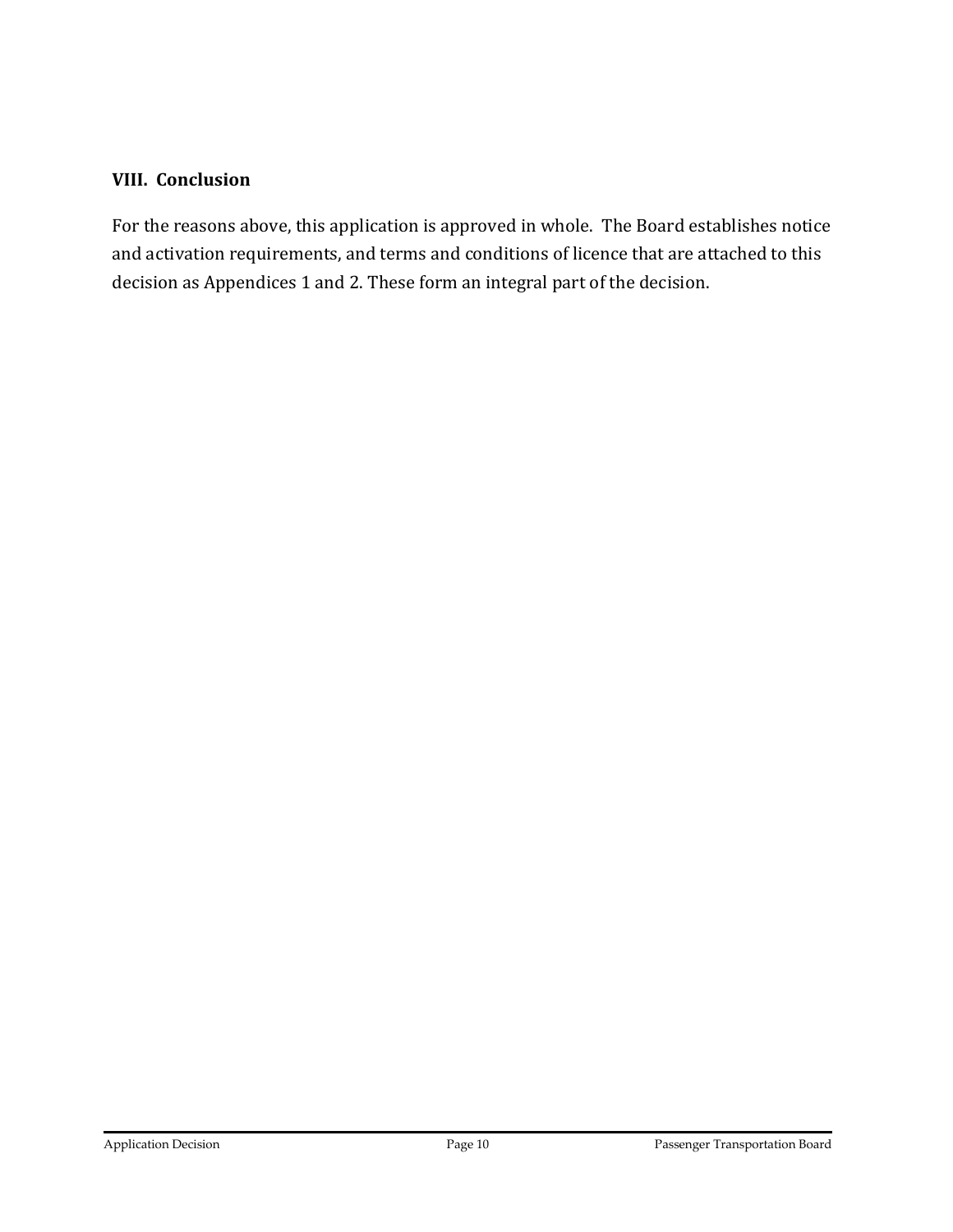## VIII. Conclusion

For the reasons above, this application is approved in whole. The Board establishes notice and activation requirements, and terms and conditions of licence that are attached to this decision as Appendices 1 and 2. These form an integral part of the decision.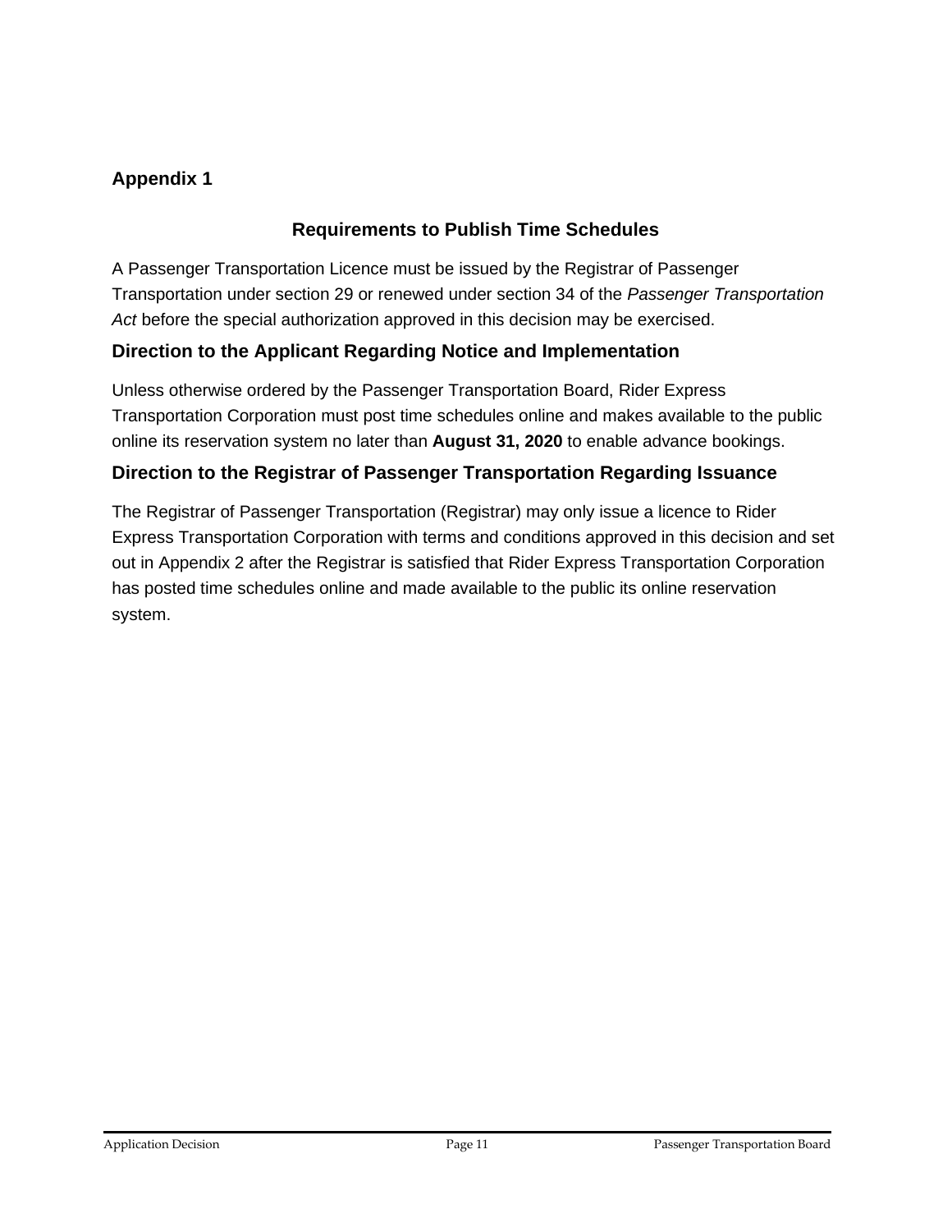## Appendix 1

### Requirements to Publish Time Schedules

A Passenger Transportation Licence must be issued by the Registrar of Passenger Transportation under section 29 or renewed under section 34 of the *Passenger Transportation Act* before the special authorization approved in this decision may be exercised.

### Direction to the Applicant Regarding Notice and Implementation

Unless otherwise ordered by the Passenger Transportation Board, Rider Express Transportation Corporation must post time schedules online and makes available to the public online its reservation system no later than **August 31, 2020** to enable advance bookings.

### Direction to the Registrar of Passenger Transportation Regarding Issuance

The Registrar of Passenger Transportation (Registrar) may only issue a licence to Rider Express Transportation Corporation with terms and conditions approved in this decision and set out in Appendix 2 after the Registrar is satisfied that Rider Express Transportation Corporation has posted time schedules online and made available to the public its online reservation system.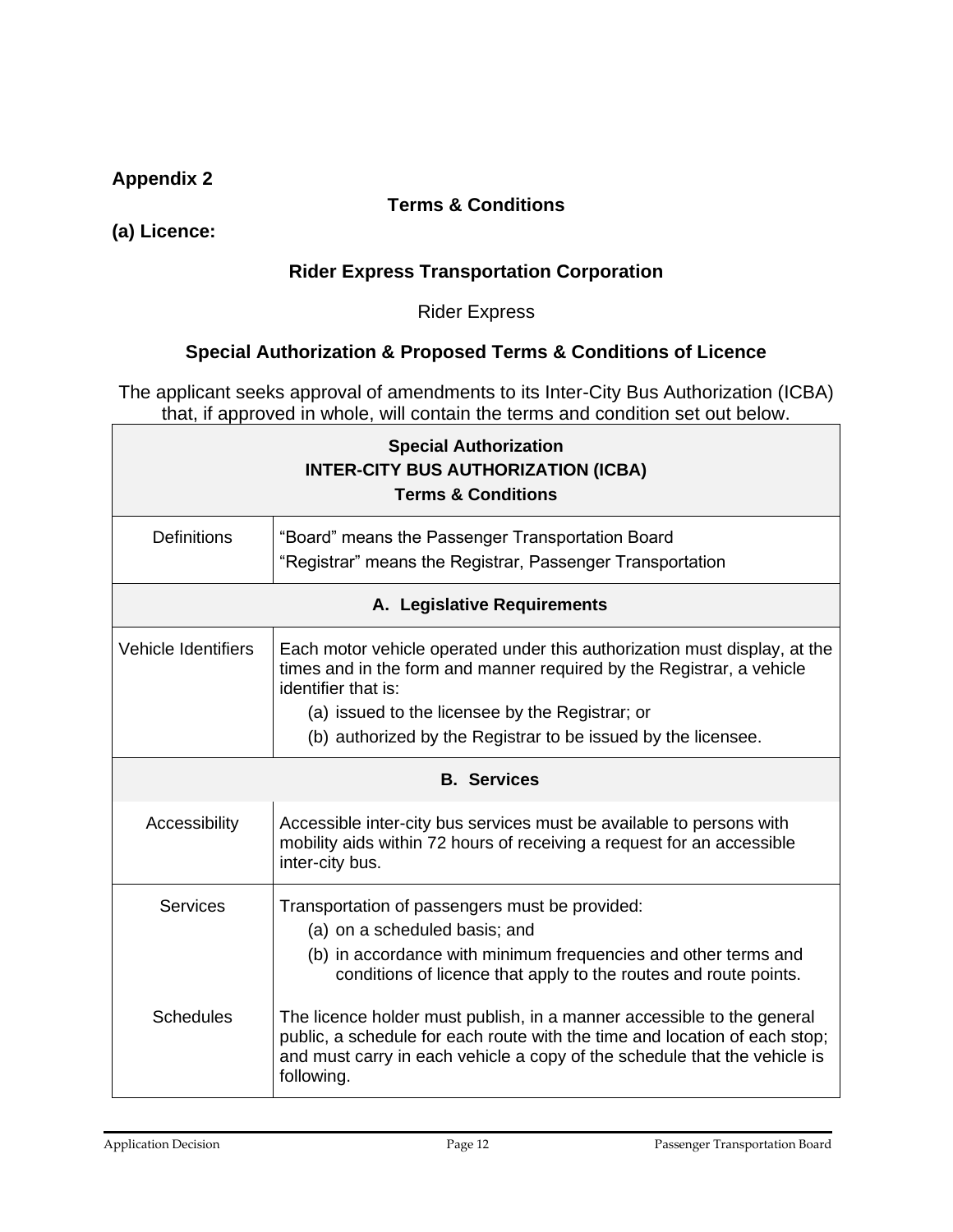**Appendix 2**

**Terms & Conditions**

**(a) Licence:**

**Rider Express Transportation Corporation**

Rider Express

**Special Authorization & Proposed Terms & Conditions of Licence**

The applicant seeks approval of amendments to its Inter-City Bus Authorization (ICBA) that, if approved in whole, will contain the terms and condition set out below.

| **Special Authorization<br>INTER-CITY BUS AUTHORIZATION (ICBA)<br>Terms & Conditions** | |
|---|---|
| Definitions | "Board" means the Passenger Transportation Board<br>"Registrar" means the Registrar, Passenger Transportation |
| **A. Legislative Requirements** | |
| Vehicle Identifiers | Each motor vehicle operated under this authorization must display, at the times and in the form and manner required by the Registrar, a vehicle identifier that is:<br>(a) issued to the licensee by the Registrar; or<br>(b) authorized by the Registrar to be issued by the licensee. |
| **B. Services** | |
| Accessibility | Accessible inter-city bus services must be available to persons with mobility aids within 72 hours of receiving a request for an accessible inter-city bus. |
| Services<br><br>Schedules | Transportation of passengers must be provided:<br>(a) on a scheduled basis; and<br>(b) in accordance with minimum frequencies and other terms and conditions of licence that apply to the routes and route points.<br><br>The licence holder must publish, in a manner accessible to the general public, a schedule for each route with the time and location of each stop; and must carry in each vehicle a copy of the schedule that the vehicle is following. |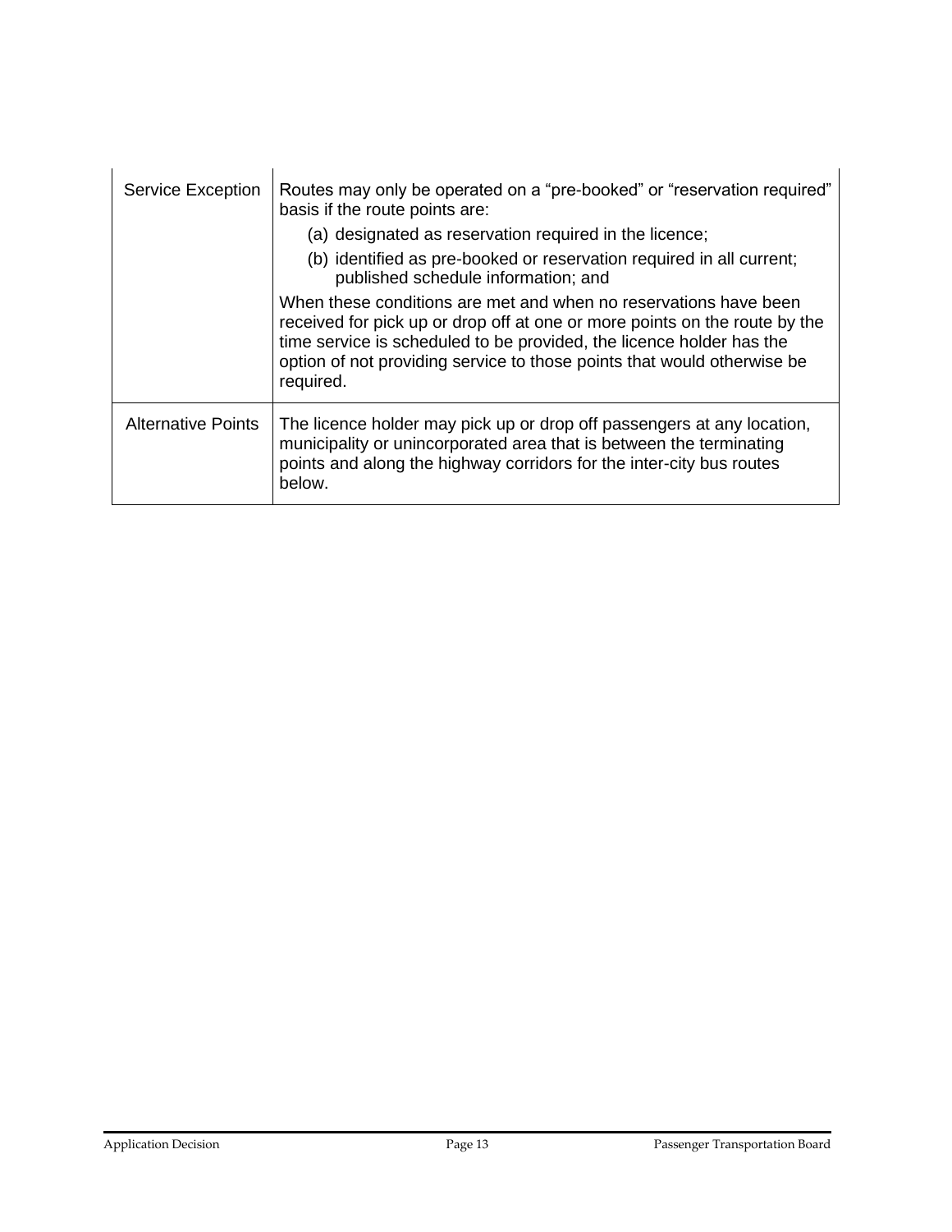| | |
|---|---|
| Service Exception | Routes may only be operated on a “pre-booked” or “reservation required” basis if the route points are:<br>(a) designated as reservation required in the licence;<br>(b) identified as pre-booked or reservation required in all current; published schedule information; and<br>When these conditions are met and when no reservations have been received for pick up or drop off at one or more points on the route by the time service is scheduled to be provided, the licence holder has the option of not providing service to those points that would otherwise be required. |
| Alternative Points | The licence holder may pick up or drop off passengers at any location, municipality or unincorporated area that is between the terminating points and along the highway corridors for the inter-city bus routes below. |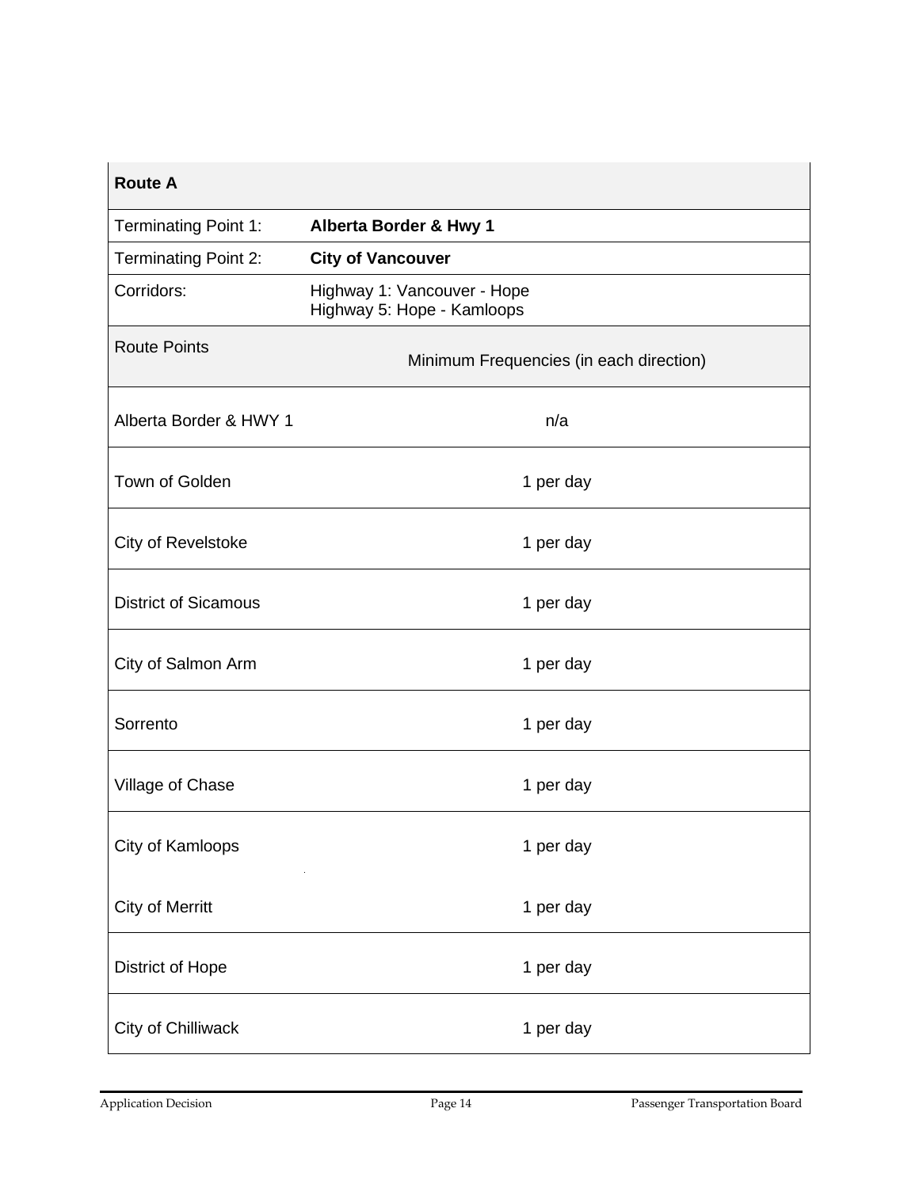| **Route A** | |
|---|---|
| Terminating Point 1: | **Alberta Border & Hwy 1** |
| Terminating Point 2: | **City of Vancouver** |
| Corridors: | Highway 1: Vancouver - Hope<br>Highway 5: Hope - Kamloops |
| Route Points | Minimum Frequencies (in each direction) |
| Alberta Border & HWY 1 | n/a |
| Town of Golden | 1 per day |
| City of Revelstoke | 1 per day |
| District of Sicamous | 1 per day |
| City of Salmon Arm | 1 per day |
| Sorrento | 1 per day |
| Village of Chase | 1 per day |
| City of Kamloops | 1 per day |
| City of Merritt | 1 per day |
| District of Hope | 1 per day |
| City of Chilliwack | 1 per day |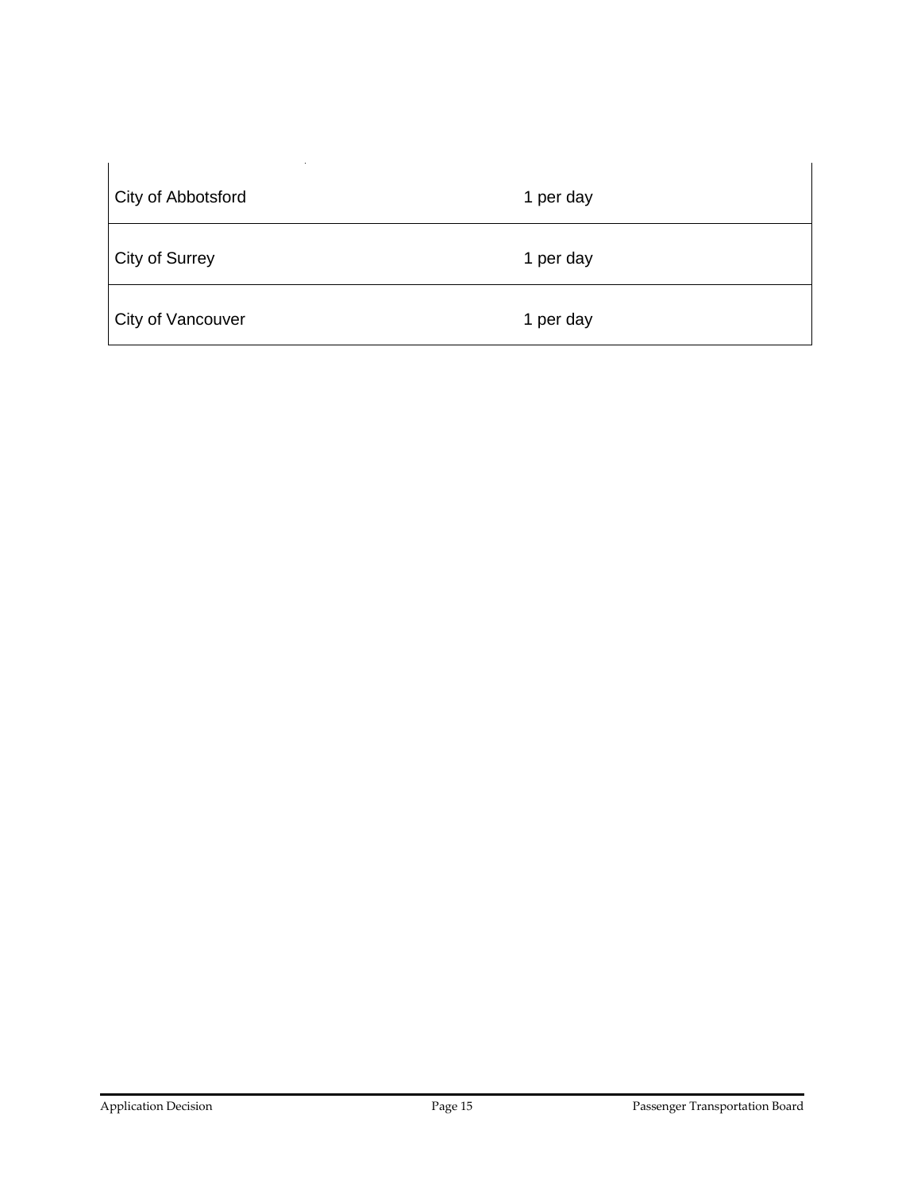| | |
|---|---|
| City of Abbotsford | 1 per day |
| City of Surrey | 1 per day |
| City of Vancouver | 1 per day |